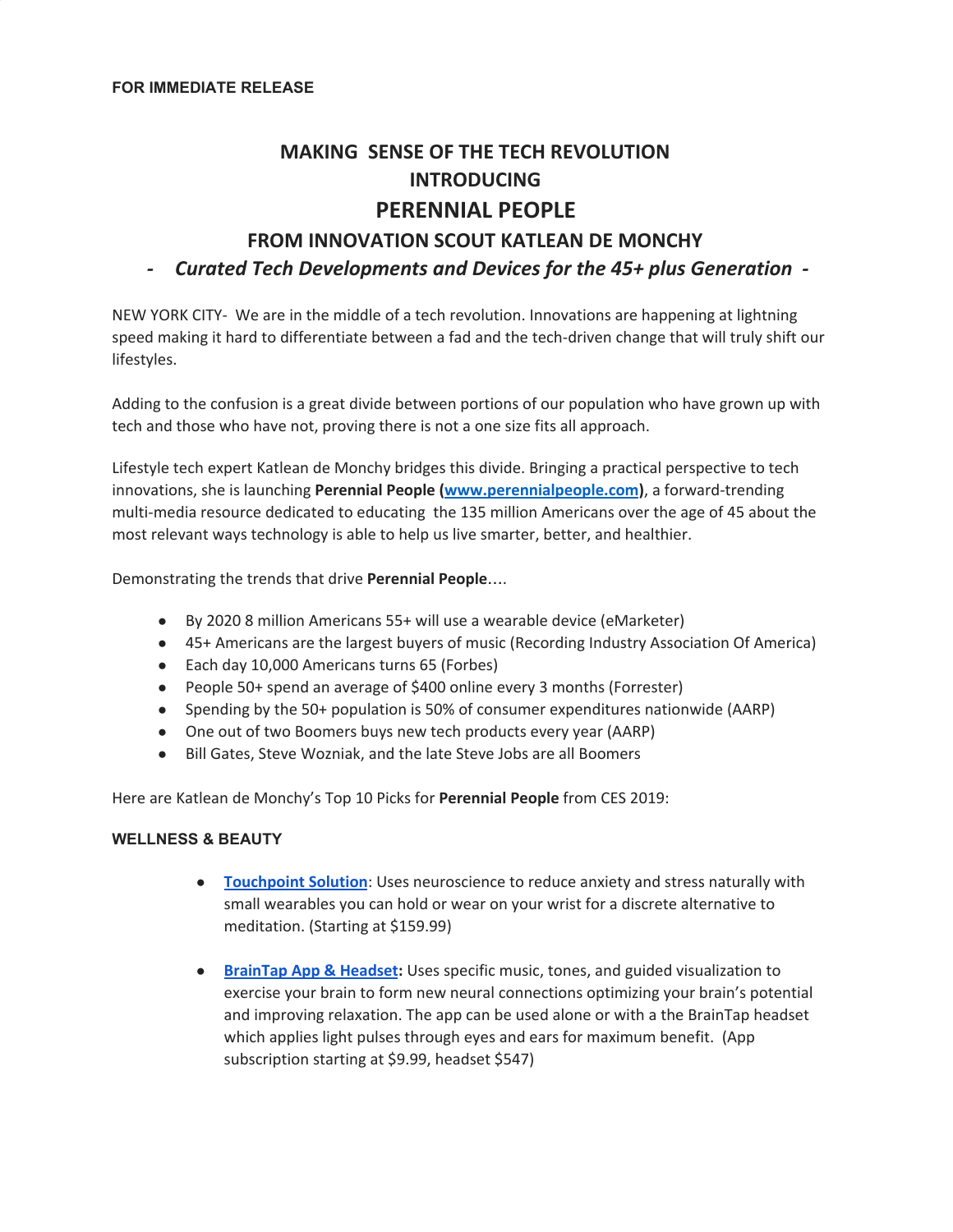**FOR IMMEDIATE RELEASE**

# MAKING SENSE OF THE TECH REVOLUTION
## INTRODUCING
# PERENNIAL PEOPLE
## FROM INNOVATION SCOUT KATLEAN DE MONCHY
### *- Curated Tech Developments and Devices for the 45+ plus Generation -*

NEW YORK CITY- We are in the middle of a tech revolution. Innovations are happening at lightning speed making it hard to differentiate between a fad and the tech-driven change that will truly shift our lifestyles.

Adding to the confusion is a great divide between portions of our population who have grown up with tech and those who have not, proving there is not a one size fits all approach.

Lifestyle tech expert Katlean de Monchy bridges this divide. Bringing a practical perspective to tech innovations, she is launching **Perennial People (www.perennialpeople.com)**, a forward-trending multi-media resource dedicated to educating the 135 million Americans over the age of 45 about the most relevant ways technology is able to help us live smarter, better, and healthier.

Demonstrating the trends that drive **Perennial People**….

- By 2020 8 million Americans 55+ will use a wearable device (eMarketer)
- 45+ Americans are the largest buyers of music (Recording Industry Association Of America)
- Each day 10,000 Americans turns 65 (Forbes)
- People 50+ spend an average of $400 online every 3 months (Forrester)
- Spending by the 50+ population is 50% of consumer expenditures nationwide (AARP)
- One out of two Boomers buys new tech products every year (AARP)
- Bill Gates, Steve Wozniak, and the late Steve Jobs are all Boomers

Here are Katlean de Monchy's Top 10 Picks for **Perennial People** from CES 2019:

**WELLNESS & BEAUTY**

- **Touchpoint Solution**: Uses neuroscience to reduce anxiety and stress naturally with small wearables you can hold or wear on your wrist for a discrete alternative to meditation. (Starting at $159.99)

- **BrainTap App & Headset:** Uses specific music, tones, and guided visualization to exercise your brain to form new neural connections optimizing your brain's potential and improving relaxation. The app can be used alone or with a the BrainTap headset which applies light pulses through eyes and ears for maximum benefit. (App subscription starting at $9.99, headset $547)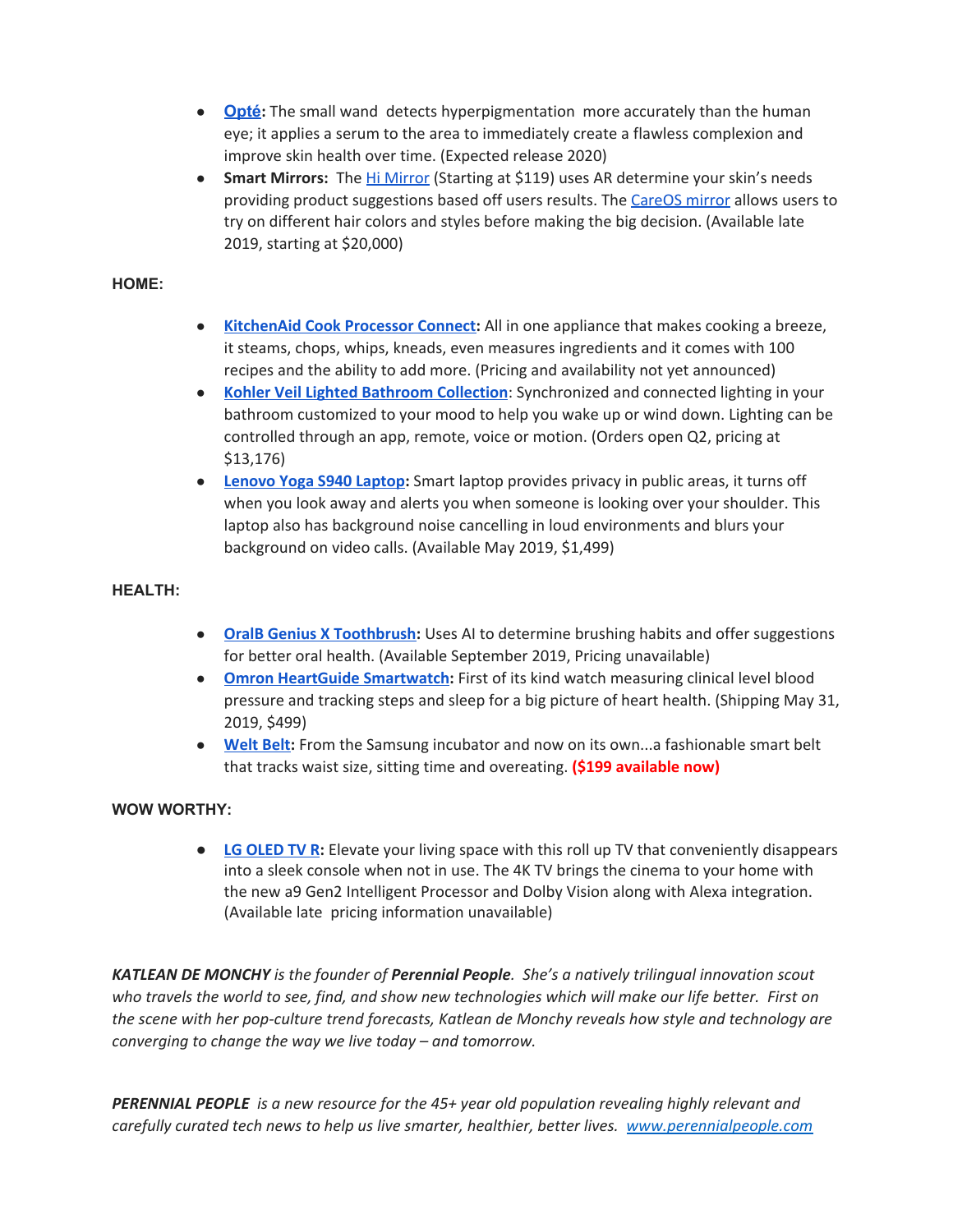- **Opté:** The small wand detects hyperpigmentation more accurately than the human eye; it applies a serum to the area to immediately create a flawless complexion and improve skin health over time. (Expected release 2020)
- **Smart Mirrors:** The Hi Mirror (Starting at $119) uses AR determine your skin's needs providing product suggestions based off users results. The CareOS mirror allows users to try on different hair colors and styles before making the big decision. (Available late 2019, starting at $20,000)

**HOME:**

- **KitchenAid Cook Processor Connect:** All in one appliance that makes cooking a breeze, it steams, chops, whips, kneads, even measures ingredients and it comes with 100 recipes and the ability to add more. (Pricing and availability not yet announced)
- **Kohler Veil Lighted Bathroom Collection**: Synchronized and connected lighting in your bathroom customized to your mood to help you wake up or wind down. Lighting can be controlled through an app, remote, voice or motion. (Orders open Q2, pricing at $13,176)
- **Lenovo Yoga S940 Laptop:** Smart laptop provides privacy in public areas, it turns off when you look away and alerts you when someone is looking over your shoulder. This laptop also has background noise cancelling in loud environments and blurs your background on video calls. (Available May 2019, $1,499)

**HEALTH:**

- **OralB Genius X Toothbrush:** Uses AI to determine brushing habits and offer suggestions for better oral health. (Available September 2019, Pricing unavailable)
- **Omron HeartGuide Smartwatch:** First of its kind watch measuring clinical level blood pressure and tracking steps and sleep for a big picture of heart health. (Shipping May 31, 2019, $499)
- **Welt Belt:** From the Samsung incubator and now on its own...a fashionable smart belt that tracks waist size, sitting time and overeating. **($199 available now)**

**WOW WORTHY:**

- **LG OLED TV R:** Elevate your living space with this roll up TV that conveniently disappears into a sleek console when not in use. The 4K TV brings the cinema to your home with the new a9 Gen2 Intelligent Processor and Dolby Vision along with Alexa integration. (Available late pricing information unavailable)

***KATLEAN DE MONCHY*** *is the founder of* ***Perennial People****. She's a natively trilingual innovation scout who travels the world to see, find, and show new technologies which will make our life better. First on the scene with her pop-culture trend forecasts, Katlean de Monchy reveals how style and technology are converging to change the way we live today – and tomorrow.*

***PERENNIAL PEOPLE*** *is a new resource for the 45+ year old population revealing highly relevant and carefully curated tech news to help us live smarter, healthier, better lives. www.perennialpeople.com*